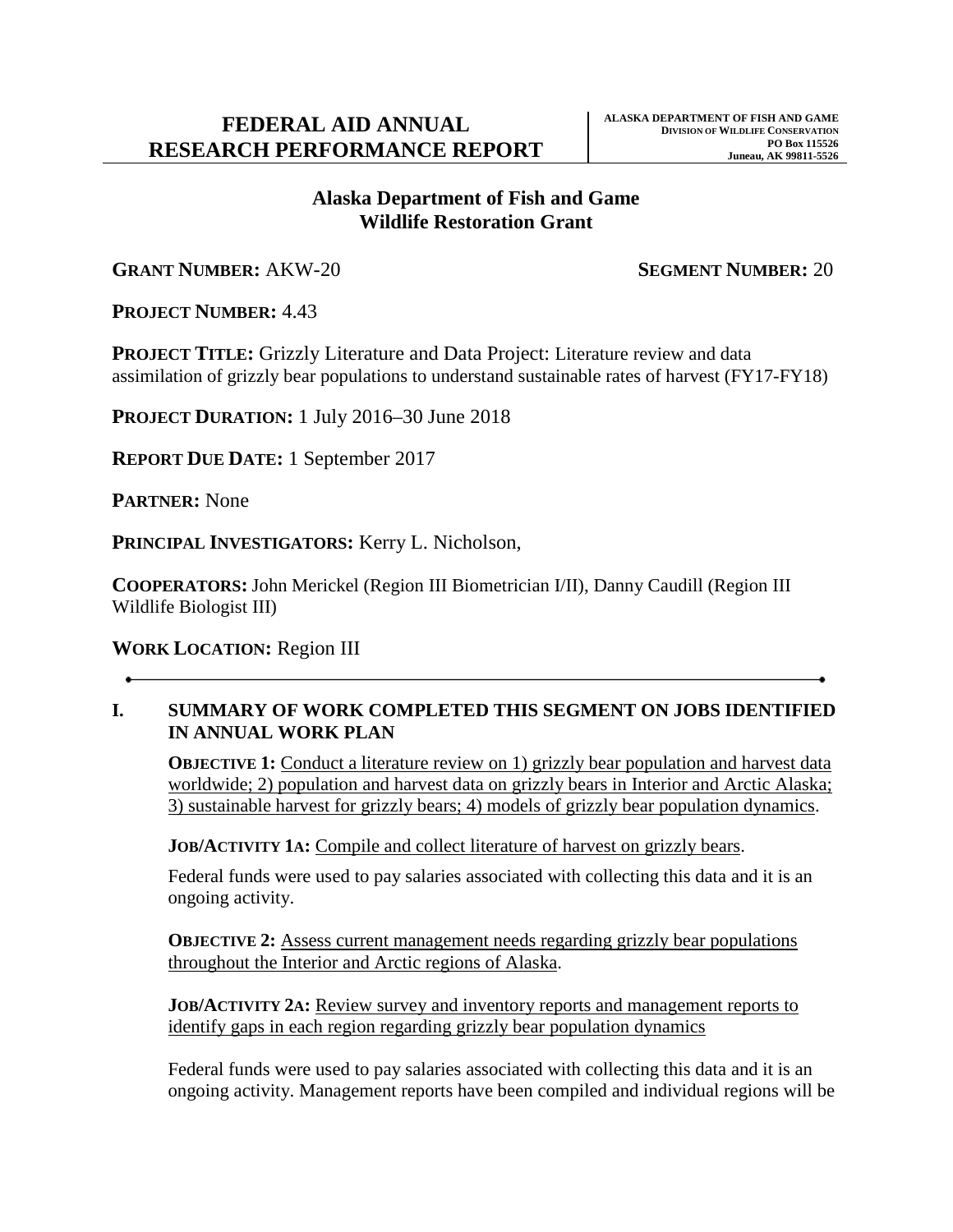# FEDERAL AID ANNUAL RESEARCH PERFORMANCE REPORT

**ALASKA DEPARTMENT OF FISH AND GAME**
**DIVISION OF WILDLIFE CONSERVATION**
**PO Box 115526**
**Juneau, AK 99811-5526**

## Alaska Department of Fish and Game
## Wildlife Restoration Grant

**GRANT NUMBER:** AKW-20 **SEGMENT NUMBER:** 20

**PROJECT NUMBER:** 4.43

**PROJECT TITLE:** Grizzly Literature and Data Project: Literature review and data assimilation of grizzly bear populations to understand sustainable rates of harvest (FY17-FY18)

**PROJECT DURATION:** 1 July 2016–30 June 2018

**REPORT DUE DATE:** 1 September 2017

**PARTNER:** None

**PRINCIPAL INVESTIGATORS:** Kerry L. Nicholson,

**COOPERATORS:** John Merickel (Region III Biometrician I/II), Danny Caudill (Region III Wildlife Biologist III)

**WORK LOCATION:** Region III

---

## I. SUMMARY OF WORK COMPLETED THIS SEGMENT ON JOBS IDENTIFIED IN ANNUAL WORK PLAN

**OBJECTIVE 1:** Conduct a literature review on 1) grizzly bear population and harvest data worldwide; 2) population and harvest data on grizzly bears in Interior and Arctic Alaska; 3) sustainable harvest for grizzly bears; 4) models of grizzly bear population dynamics.

**JOB/ACTIVITY 1A:** Compile and collect literature of harvest on grizzly bears.

Federal funds were used to pay salaries associated with collecting this data and it is an ongoing activity.

**OBJECTIVE 2:** Assess current management needs regarding grizzly bear populations throughout the Interior and Arctic regions of Alaska.

**JOB/ACTIVITY 2A:** Review survey and inventory reports and management reports to identify gaps in each region regarding grizzly bear population dynamics

Federal funds were used to pay salaries associated with collecting this data and it is an ongoing activity. Management reports have been compiled and individual regions will be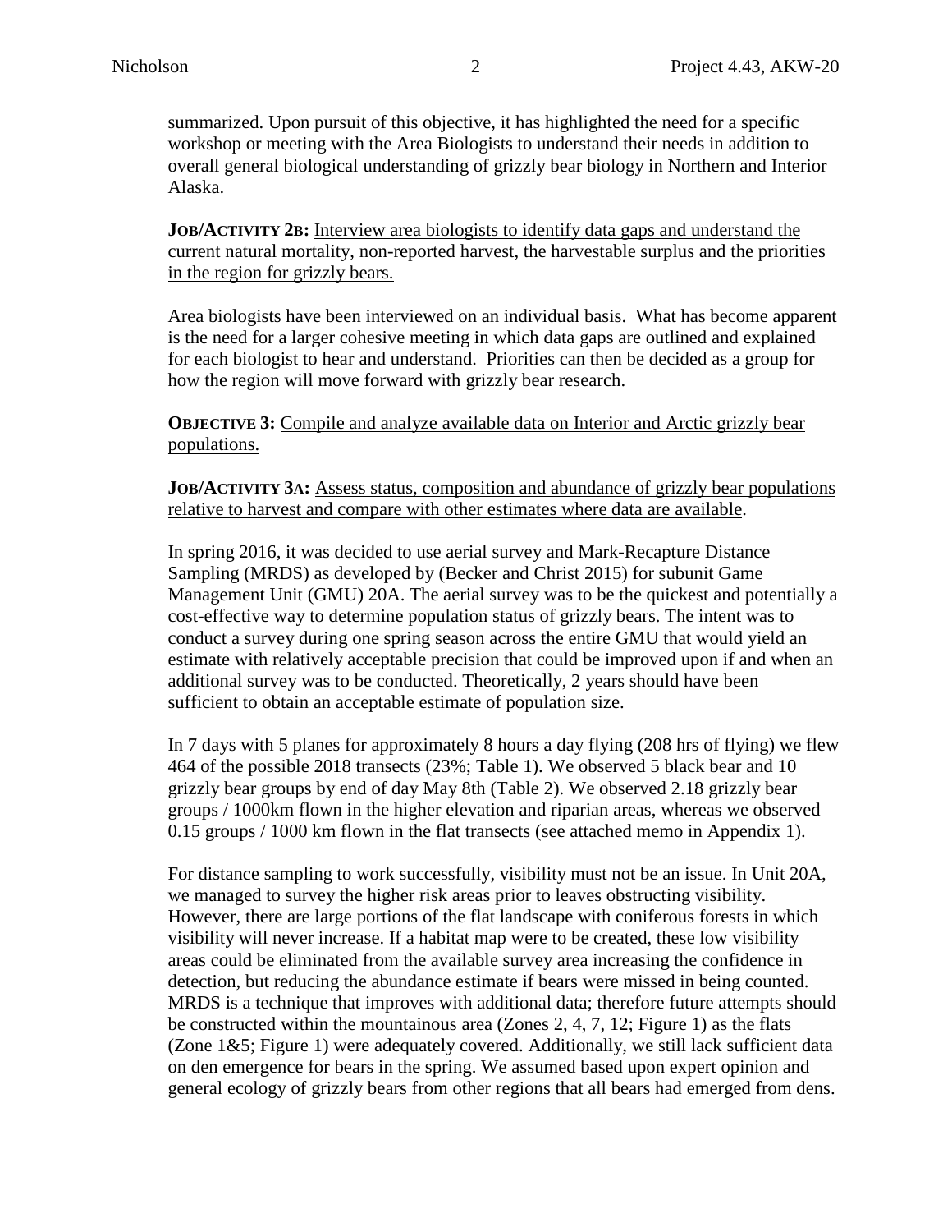summarized. Upon pursuit of this objective, it has highlighted the need for a specific workshop or meeting with the Area Biologists to understand their needs in addition to overall general biological understanding of grizzly bear biology in Northern and Interior Alaska.

**JOB/ACTIVITY 2B:** Interview area biologists to identify data gaps and understand the current natural mortality, non-reported harvest, the harvestable surplus and the priorities in the region for grizzly bears.

Area biologists have been interviewed on an individual basis. What has become apparent is the need for a larger cohesive meeting in which data gaps are outlined and explained for each biologist to hear and understand. Priorities can then be decided as a group for how the region will move forward with grizzly bear research.

**OBJECTIVE 3:** Compile and analyze available data on Interior and Arctic grizzly bear populations.

**JOB/ACTIVITY 3A:** Assess status, composition and abundance of grizzly bear populations relative to harvest and compare with other estimates where data are available.

In spring 2016, it was decided to use aerial survey and Mark-Recapture Distance Sampling (MRDS) as developed by (Becker and Christ 2015) for subunit Game Management Unit (GMU) 20A. The aerial survey was to be the quickest and potentially a cost-effective way to determine population status of grizzly bears. The intent was to conduct a survey during one spring season across the entire GMU that would yield an estimate with relatively acceptable precision that could be improved upon if and when an additional survey was to be conducted. Theoretically, 2 years should have been sufficient to obtain an acceptable estimate of population size.

In 7 days with 5 planes for approximately 8 hours a day flying (208 hrs of flying) we flew 464 of the possible 2018 transects (23%; Table 1). We observed 5 black bear and 10 grizzly bear groups by end of day May 8th (Table 2). We observed 2.18 grizzly bear groups / 1000km flown in the higher elevation and riparian areas, whereas we observed 0.15 groups / 1000 km flown in the flat transects (see attached memo in Appendix 1).

For distance sampling to work successfully, visibility must not be an issue. In Unit 20A, we managed to survey the higher risk areas prior to leaves obstructing visibility. However, there are large portions of the flat landscape with coniferous forests in which visibility will never increase. If a habitat map were to be created, these low visibility areas could be eliminated from the available survey area increasing the confidence in detection, but reducing the abundance estimate if bears were missed in being counted. MRDS is a technique that improves with additional data; therefore future attempts should be constructed within the mountainous area (Zones 2, 4, 7, 12; Figure 1) as the flats (Zone 1&5; Figure 1) were adequately covered. Additionally, we still lack sufficient data on den emergence for bears in the spring. We assumed based upon expert opinion and general ecology of grizzly bears from other regions that all bears had emerged from dens.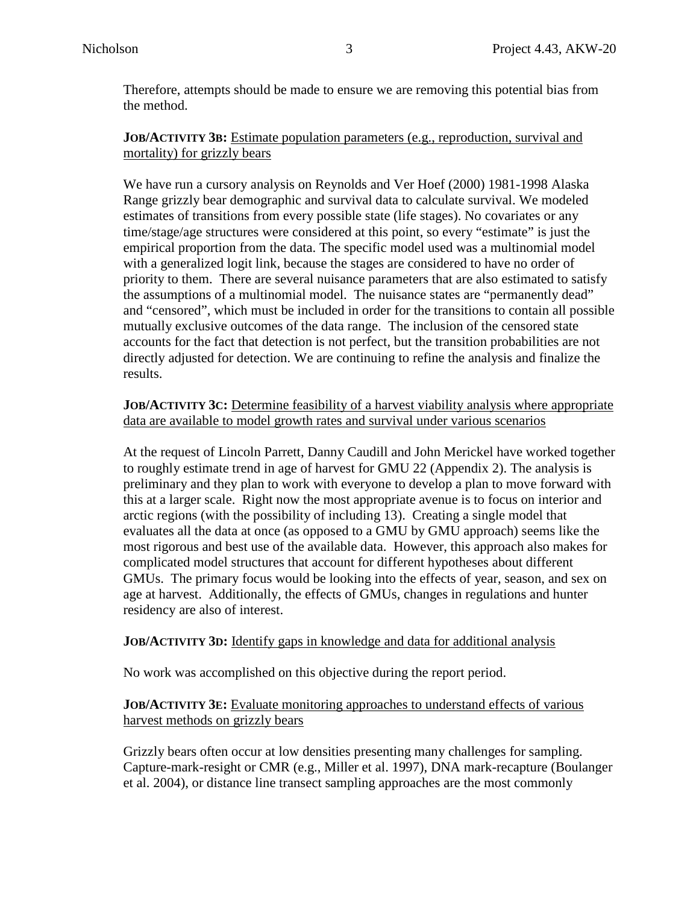Therefore, attempts should be made to ensure we are removing this potential bias from the method.

**JOB/ACTIVITY 3B:** Estimate population parameters (e.g., reproduction, survival and mortality) for grizzly bears

We have run a cursory analysis on Reynolds and Ver Hoef (2000) 1981-1998 Alaska Range grizzly bear demographic and survival data to calculate survival. We modeled estimates of transitions from every possible state (life stages). No covariates or any time/stage/age structures were considered at this point, so every "estimate" is just the empirical proportion from the data. The specific model used was a multinomial model with a generalized logit link, because the stages are considered to have no order of priority to them. There are several nuisance parameters that are also estimated to satisfy the assumptions of a multinomial model. The nuisance states are "permanently dead" and "censored", which must be included in order for the transitions to contain all possible mutually exclusive outcomes of the data range. The inclusion of the censored state accounts for the fact that detection is not perfect, but the transition probabilities are not directly adjusted for detection. We are continuing to refine the analysis and finalize the results.

**JOB/ACTIVITY 3C:** Determine feasibility of a harvest viability analysis where appropriate data are available to model growth rates and survival under various scenarios

At the request of Lincoln Parrett, Danny Caudill and John Merickel have worked together to roughly estimate trend in age of harvest for GMU 22 (Appendix 2). The analysis is preliminary and they plan to work with everyone to develop a plan to move forward with this at a larger scale. Right now the most appropriate avenue is to focus on interior and arctic regions (with the possibility of including 13). Creating a single model that evaluates all the data at once (as opposed to a GMU by GMU approach) seems like the most rigorous and best use of the available data. However, this approach also makes for complicated model structures that account for different hypotheses about different GMUs. The primary focus would be looking into the effects of year, season, and sex on age at harvest. Additionally, the effects of GMUs, changes in regulations and hunter residency are also of interest.

**JOB/ACTIVITY 3D:** Identify gaps in knowledge and data for additional analysis

No work was accomplished on this objective during the report period.

**JOB/ACTIVITY 3E:** Evaluate monitoring approaches to understand effects of various harvest methods on grizzly bears

Grizzly bears often occur at low densities presenting many challenges for sampling. Capture-mark-resight or CMR (e.g., Miller et al. 1997), DNA mark-recapture (Boulanger et al. 2004), or distance line transect sampling approaches are the most commonly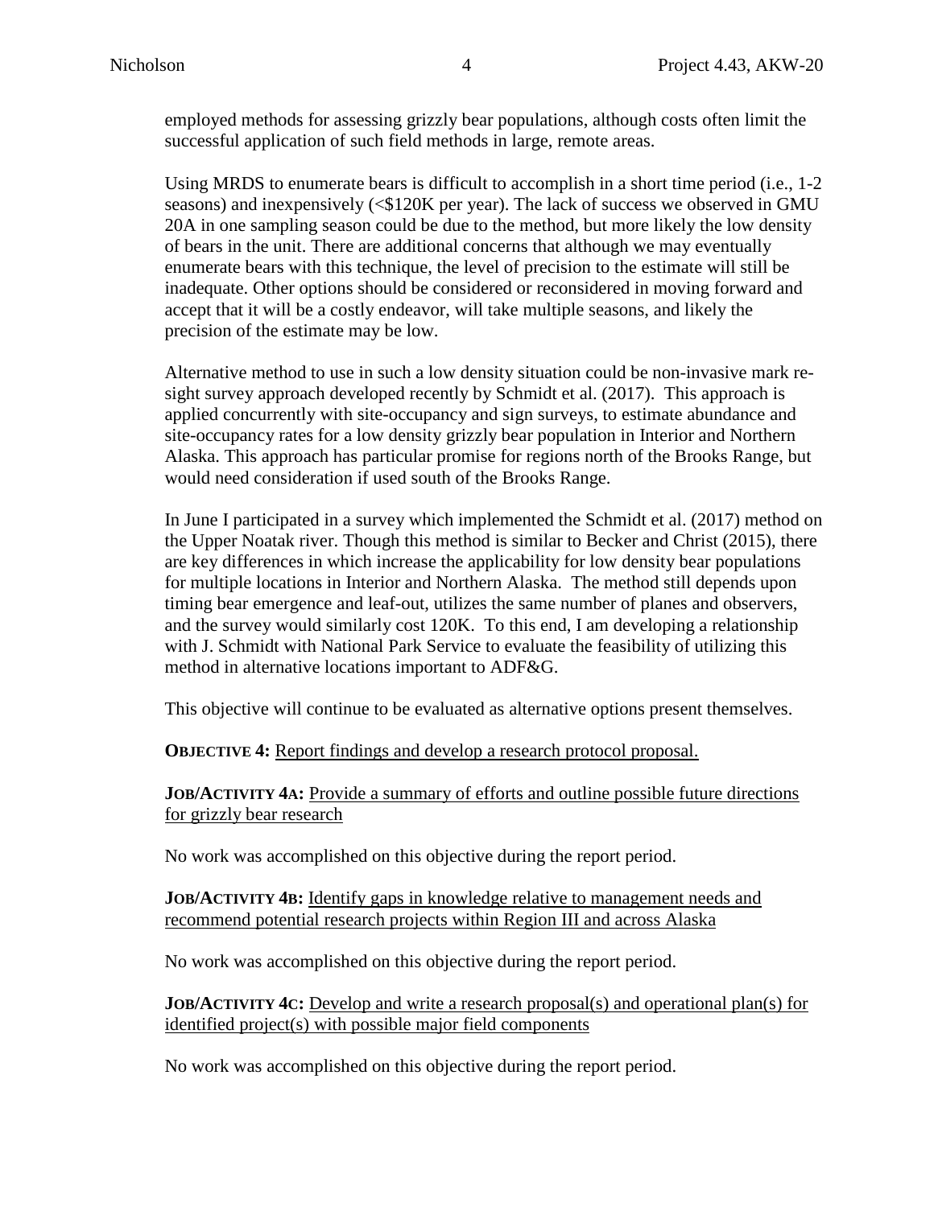employed methods for assessing grizzly bear populations, although costs often limit the successful application of such field methods in large, remote areas.

Using MRDS to enumerate bears is difficult to accomplish in a short time period (i.e., 1-2 seasons) and inexpensively (<$120K per year). The lack of success we observed in GMU 20A in one sampling season could be due to the method, but more likely the low density of bears in the unit. There are additional concerns that although we may eventually enumerate bears with this technique, the level of precision to the estimate will still be inadequate. Other options should be considered or reconsidered in moving forward and accept that it will be a costly endeavor, will take multiple seasons, and likely the precision of the estimate may be low.

Alternative method to use in such a low density situation could be non-invasive mark re-sight survey approach developed recently by Schmidt et al. (2017). This approach is applied concurrently with site-occupancy and sign surveys, to estimate abundance and site-occupancy rates for a low density grizzly bear population in Interior and Northern Alaska. This approach has particular promise for regions north of the Brooks Range, but would need consideration if used south of the Brooks Range.

In June I participated in a survey which implemented the Schmidt et al. (2017) method on the Upper Noatak river. Though this method is similar to Becker and Christ (2015), there are key differences in which increase the applicability for low density bear populations for multiple locations in Interior and Northern Alaska. The method still depends upon timing bear emergence and leaf-out, utilizes the same number of planes and observers, and the survey would similarly cost 120K. To this end, I am developing a relationship with J. Schmidt with National Park Service to evaluate the feasibility of utilizing this method in alternative locations important to ADF&G.

This objective will continue to be evaluated as alternative options present themselves.

**OBJECTIVE 4:** Report findings and develop a research protocol proposal.

**JOB/ACTIVITY 4A:** Provide a summary of efforts and outline possible future directions for grizzly bear research

No work was accomplished on this objective during the report period.

**JOB/ACTIVITY 4B:** Identify gaps in knowledge relative to management needs and recommend potential research projects within Region III and across Alaska

No work was accomplished on this objective during the report period.

**JOB/ACTIVITY 4C:** Develop and write a research proposal(s) and operational plan(s) for identified project(s) with possible major field components

No work was accomplished on this objective during the report period.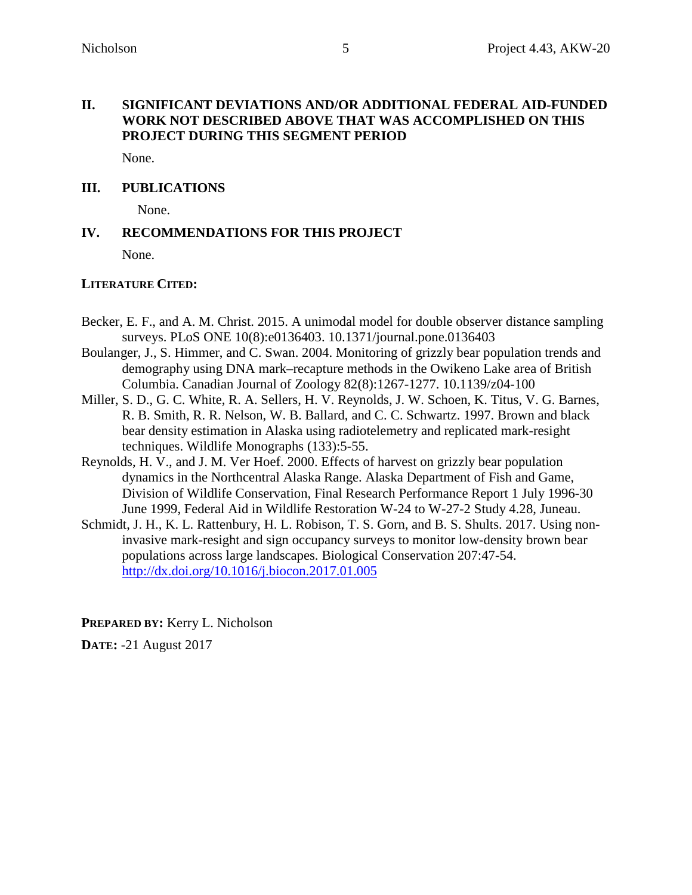## II. SIGNIFICANT DEVIATIONS AND/OR ADDITIONAL FEDERAL AID-FUNDED WORK NOT DESCRIBED ABOVE THAT WAS ACCOMPLISHED ON THIS PROJECT DURING THIS SEGMENT PERIOD

None.

## III. PUBLICATIONS

None.

## IV. RECOMMENDATIONS FOR THIS PROJECT

None.

**LITERATURE CITED:**

Becker, E. F., and A. M. Christ. 2015. A unimodal model for double observer distance sampling surveys. PLoS ONE 10(8):e0136403. 10.1371/journal.pone.0136403

Boulanger, J., S. Himmer, and C. Swan. 2004. Monitoring of grizzly bear population trends and demography using DNA mark–recapture methods in the Owikeno Lake area of British Columbia. Canadian Journal of Zoology 82(8):1267-1277. 10.1139/z04-100

Miller, S. D., G. C. White, R. A. Sellers, H. V. Reynolds, J. W. Schoen, K. Titus, V. G. Barnes, R. B. Smith, R. R. Nelson, W. B. Ballard, and C. C. Schwartz. 1997. Brown and black bear density estimation in Alaska using radiotelemetry and replicated mark-resight techniques. Wildlife Monographs (133):5-55.

Reynolds, H. V., and J. M. Ver Hoef. 2000. Effects of harvest on grizzly bear population dynamics in the Northcentral Alaska Range. Alaska Department of Fish and Game, Division of Wildlife Conservation, Final Research Performance Report 1 July 1996-30 June 1999, Federal Aid in Wildlife Restoration W-24 to W-27-2 Study 4.28, Juneau.

Schmidt, J. H., K. L. Rattenbury, H. L. Robison, T. S. Gorn, and B. S. Shults. 2017. Using non-invasive mark-resight and sign occupancy surveys to monitor low-density brown bear populations across large landscapes. Biological Conservation 207:47-54. http://dx.doi.org/10.1016/j.biocon.2017.01.005

**PREPARED BY:** Kerry L. Nicholson

**DATE:** -21 August 2017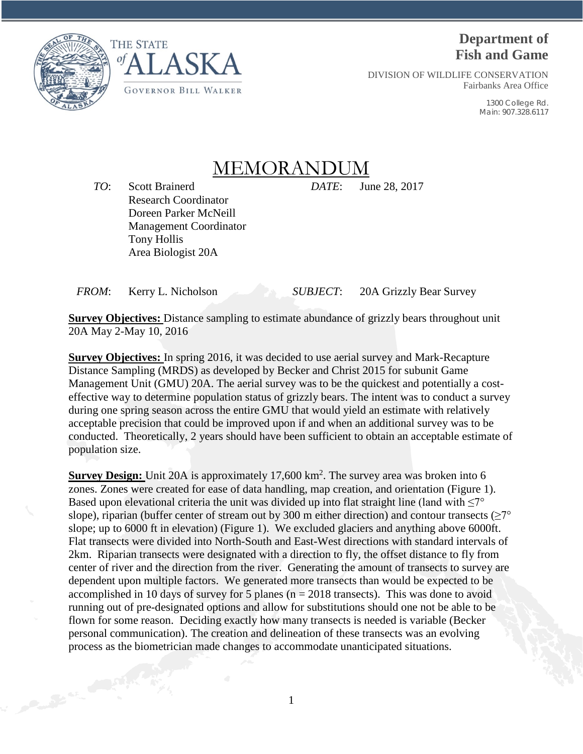**THE STATE of ALASKA**

GOVERNOR BILL WALKER

**Department of Fish and Game**

DIVISION OF WILDLIFE CONSERVATION
Fairbanks Area Office

1300 College Rd.
Main: 907.328.6117

# MEMORANDUM

*TO*: Scott Brainerd
Research Coordinator
Doreen Parker McNeill
Management Coordinator
Tony Hollis
Area Biologist 20A

*DATE*: June 28, 2017

*FROM*: Kerry L. Nicholson

*SUBJECT*: 20A Grizzly Bear Survey

**Survey Objectives:** Distance sampling to estimate abundance of grizzly bears throughout unit 20A May 2-May 10, 2016

**Survey Objectives:** In spring 2016, it was decided to use aerial survey and Mark-Recapture Distance Sampling (MRDS) as developed by Becker and Christ 2015 for subunit Game Management Unit (GMU) 20A. The aerial survey was to be the quickest and potentially a cost-effective way to determine population status of grizzly bears. The intent was to conduct a survey during one spring season across the entire GMU that would yield an estimate with relatively acceptable precision that could be improved upon if and when an additional survey was to be conducted. Theoretically, 2 years should have been sufficient to obtain an acceptable estimate of population size.

**Survey Design:** Unit 20A is approximately 17,600 km$^2$. The survey area was broken into 6 zones. Zones were created for ease of data handling, map creation, and orientation (Figure 1). Based upon elevational criteria the unit was divided up into flat straight line (land with ≤7° slope), riparian (buffer center of stream out by 300 m either direction) and contour transects (≥7° slope; up to 6000 ft in elevation) (Figure 1). We excluded glaciers and anything above 6000ft. Flat transects were divided into North-South and East-West directions with standard intervals of 2km. Riparian transects were designated with a direction to fly, the offset distance to fly from center of river and the direction from the river. Generating the amount of transects to survey are dependent upon multiple factors. We generated more transects than would be expected to be accomplished in 10 days of survey for 5 planes (n = 2018 transects). This was done to avoid running out of pre-designated options and allow for substitutions should one not be able to be flown for some reason. Deciding exactly how many transects is needed is variable (Becker personal communication). The creation and delineation of these transects was an evolving process as the biometrician made changes to accommodate unanticipated situations.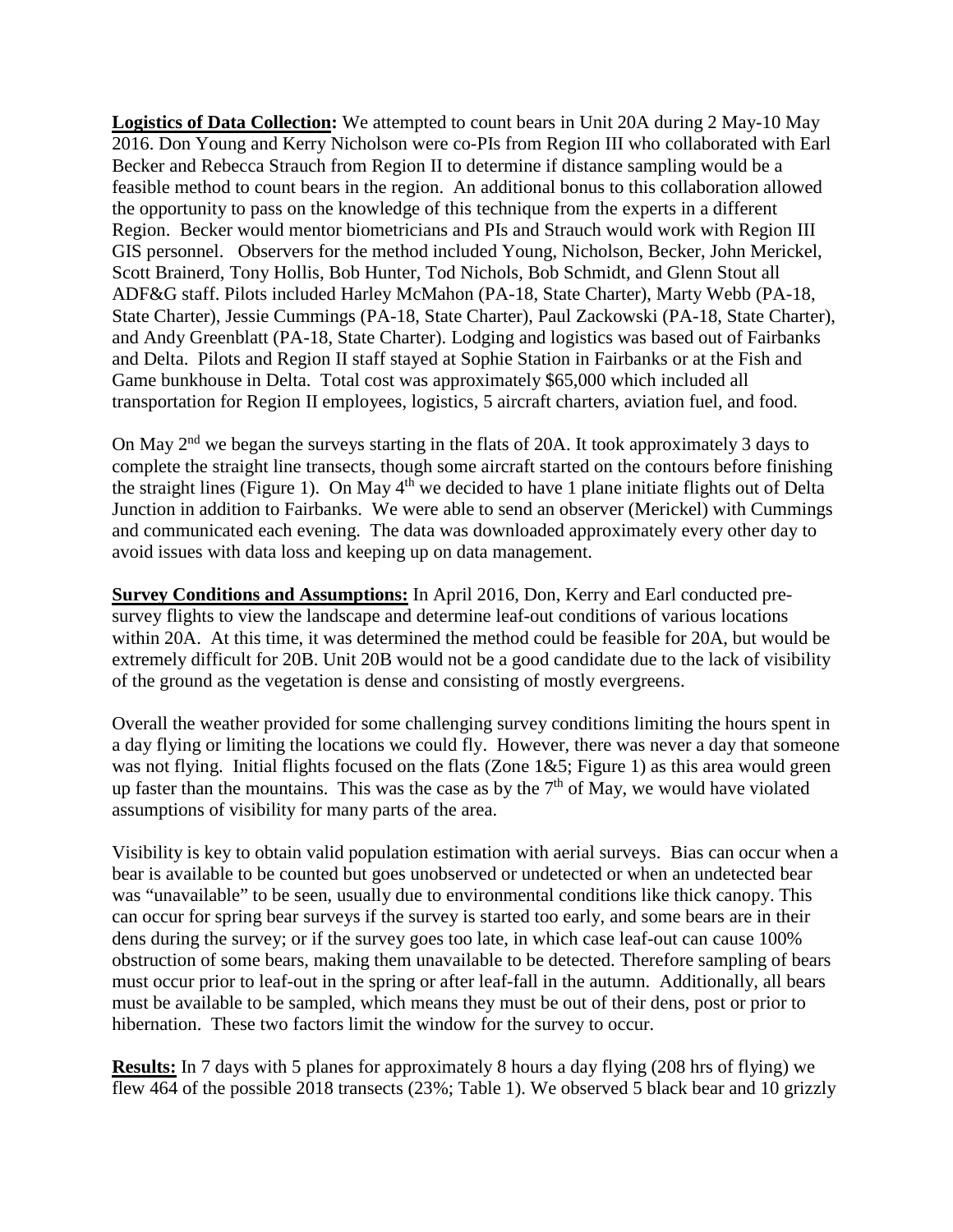**Logistics of Data Collection:** We attempted to count bears in Unit 20A during 2 May-10 May 2016. Don Young and Kerry Nicholson were co-PIs from Region III who collaborated with Earl Becker and Rebecca Strauch from Region II to determine if distance sampling would be a feasible method to count bears in the region. An additional bonus to this collaboration allowed the opportunity to pass on the knowledge of this technique from the experts in a different Region. Becker would mentor biometricians and PIs and Strauch would work with Region III GIS personnel. Observers for the method included Young, Nicholson, Becker, John Merickel, Scott Brainerd, Tony Hollis, Bob Hunter, Tod Nichols, Bob Schmidt, and Glenn Stout all ADF&G staff. Pilots included Harley McMahon (PA-18, State Charter), Marty Webb (PA-18, State Charter), Jessie Cummings (PA-18, State Charter), Paul Zackowski (PA-18, State Charter), and Andy Greenblatt (PA-18, State Charter). Lodging and logistics was based out of Fairbanks and Delta. Pilots and Region II staff stayed at Sophie Station in Fairbanks or at the Fish and Game bunkhouse in Delta. Total cost was approximately $65,000 which included all transportation for Region II employees, logistics, 5 aircraft charters, aviation fuel, and food.

On May 2nd we began the surveys starting in the flats of 20A. It took approximately 3 days to complete the straight line transects, though some aircraft started on the contours before finishing the straight lines (Figure 1). On May 4th we decided to have 1 plane initiate flights out of Delta Junction in addition to Fairbanks. We were able to send an observer (Merickel) with Cummings and communicated each evening. The data was downloaded approximately every other day to avoid issues with data loss and keeping up on data management.

**Survey Conditions and Assumptions:** In April 2016, Don, Kerry and Earl conducted pre-survey flights to view the landscape and determine leaf-out conditions of various locations within 20A. At this time, it was determined the method could be feasible for 20A, but would be extremely difficult for 20B. Unit 20B would not be a good candidate due to the lack of visibility of the ground as the vegetation is dense and consisting of mostly evergreens.

Overall the weather provided for some challenging survey conditions limiting the hours spent in a day flying or limiting the locations we could fly. However, there was never a day that someone was not flying. Initial flights focused on the flats (Zone 1&5; Figure 1) as this area would green up faster than the mountains. This was the case as by the 7th of May, we would have violated assumptions of visibility for many parts of the area.

Visibility is key to obtain valid population estimation with aerial surveys. Bias can occur when a bear is available to be counted but goes unobserved or undetected or when an undetected bear was "unavailable" to be seen, usually due to environmental conditions like thick canopy. This can occur for spring bear surveys if the survey is started too early, and some bears are in their dens during the survey; or if the survey goes too late, in which case leaf-out can cause 100% obstruction of some bears, making them unavailable to be detected. Therefore sampling of bears must occur prior to leaf-out in the spring or after leaf-fall in the autumn. Additionally, all bears must be available to be sampled, which means they must be out of their dens, post or prior to hibernation. These two factors limit the window for the survey to occur.

**Results:** In 7 days with 5 planes for approximately 8 hours a day flying (208 hrs of flying) we flew 464 of the possible 2018 transects (23%; Table 1). We observed 5 black bear and 10 grizzly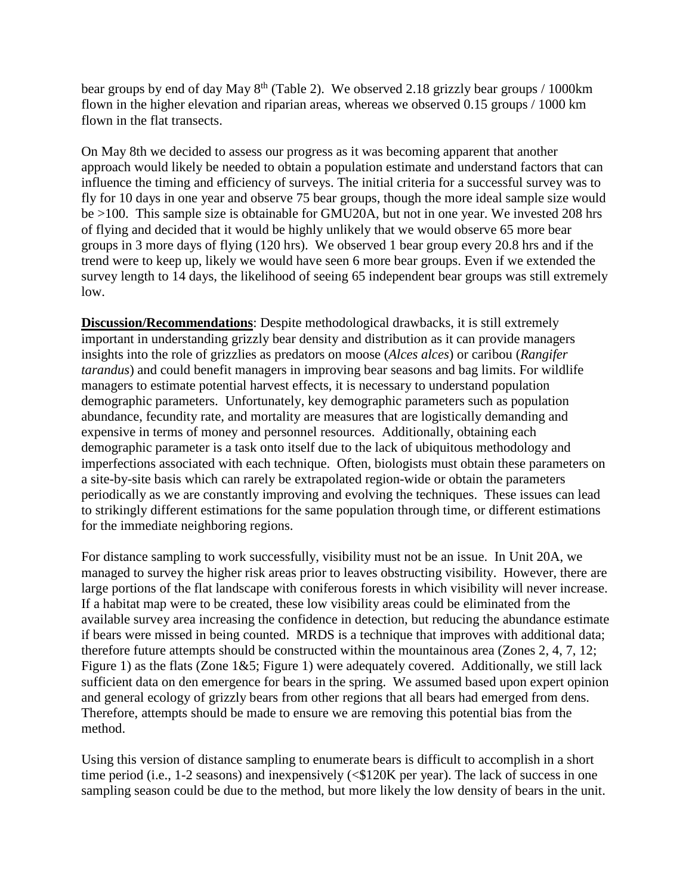bear groups by end of day May 8$^{th}$ (Table 2). We observed 2.18 grizzly bear groups / 1000km flown in the higher elevation and riparian areas, whereas we observed 0.15 groups / 1000 km flown in the flat transects.

On May 8th we decided to assess our progress as it was becoming apparent that another approach would likely be needed to obtain a population estimate and understand factors that can influence the timing and efficiency of surveys. The initial criteria for a successful survey was to fly for 10 days in one year and observe 75 bear groups, though the more ideal sample size would be >100. This sample size is obtainable for GMU20A, but not in one year. We invested 208 hrs of flying and decided that it would be highly unlikely that we would observe 65 more bear groups in 3 more days of flying (120 hrs). We observed 1 bear group every 20.8 hrs and if the trend were to keep up, likely we would have seen 6 more bear groups. Even if we extended the survey length to 14 days, the likelihood of seeing 65 independent bear groups was still extremely low.

**Discussion/Recommendations**: Despite methodological drawbacks, it is still extremely important in understanding grizzly bear density and distribution as it can provide managers insights into the role of grizzlies as predators on moose (*Alces alces*) or caribou (*Rangifer tarandus*) and could benefit managers in improving bear seasons and bag limits. For wildlife managers to estimate potential harvest effects, it is necessary to understand population demographic parameters. Unfortunately, key demographic parameters such as population abundance, fecundity rate, and mortality are measures that are logistically demanding and expensive in terms of money and personnel resources. Additionally, obtaining each demographic parameter is a task onto itself due to the lack of ubiquitous methodology and imperfections associated with each technique. Often, biologists must obtain these parameters on a site-by-site basis which can rarely be extrapolated region-wide or obtain the parameters periodically as we are constantly improving and evolving the techniques. These issues can lead to strikingly different estimations for the same population through time, or different estimations for the immediate neighboring regions.

For distance sampling to work successfully, visibility must not be an issue. In Unit 20A, we managed to survey the higher risk areas prior to leaves obstructing visibility. However, there are large portions of the flat landscape with coniferous forests in which visibility will never increase. If a habitat map were to be created, these low visibility areas could be eliminated from the available survey area increasing the confidence in detection, but reducing the abundance estimate if bears were missed in being counted. MRDS is a technique that improves with additional data; therefore future attempts should be constructed within the mountainous area (Zones 2, 4, 7, 12; Figure 1) as the flats (Zone 1&5; Figure 1) were adequately covered. Additionally, we still lack sufficient data on den emergence for bears in the spring. We assumed based upon expert opinion and general ecology of grizzly bears from other regions that all bears had emerged from dens. Therefore, attempts should be made to ensure we are removing this potential bias from the method.

Using this version of distance sampling to enumerate bears is difficult to accomplish in a short time period (i.e., 1-2 seasons) and inexpensively (<$120K per year). The lack of success in one sampling season could be due to the method, but more likely the low density of bears in the unit.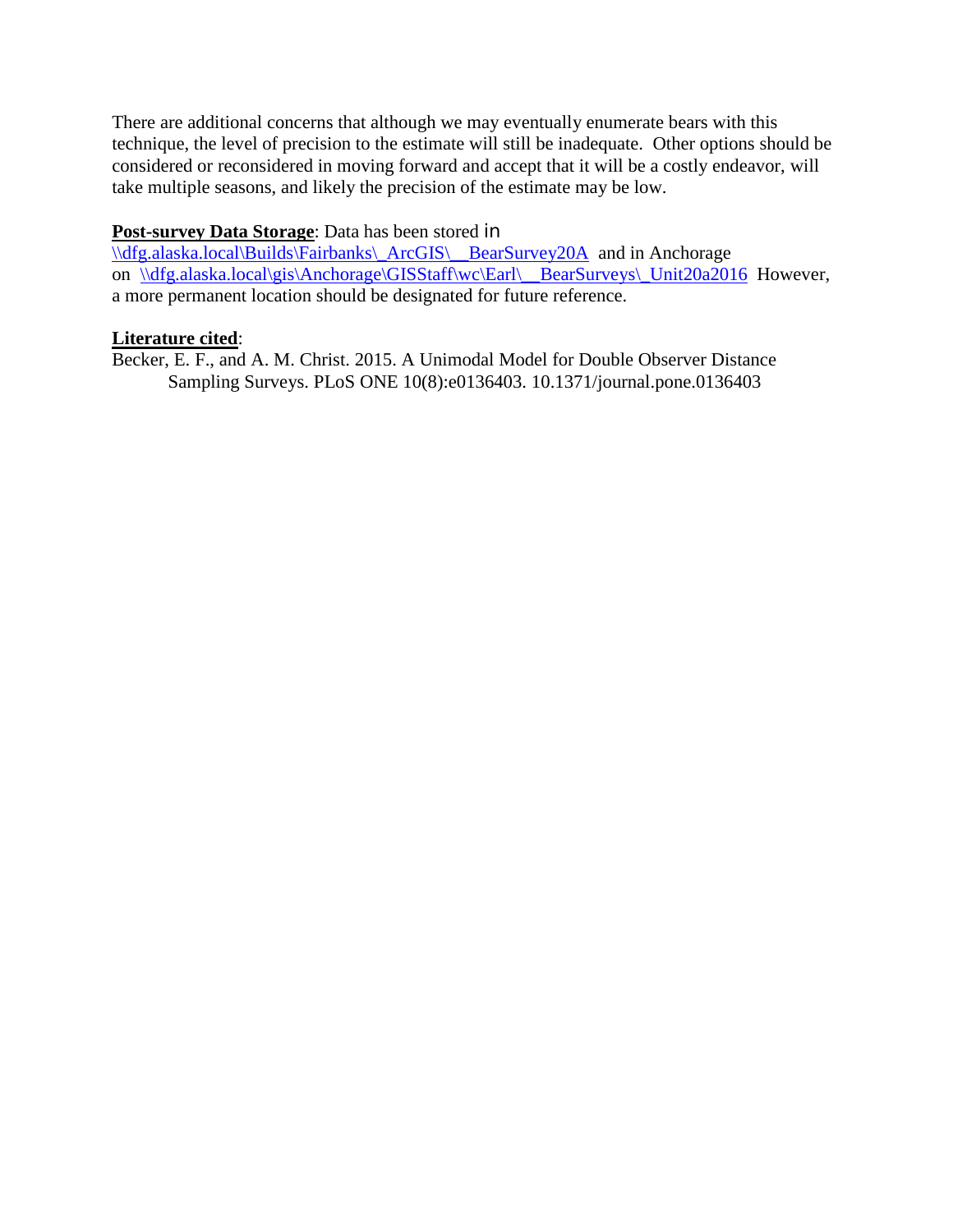There are additional concerns that although we may eventually enumerate bears with this technique, the level of precision to the estimate will still be inadequate. Other options should be considered or reconsidered in moving forward and accept that it will be a costly endeavor, will take multiple seasons, and likely the precision of the estimate may be low.

**Post-survey Data Storage**: Data has been stored in \\dfg.alaska.local\Builds\Fairbanks\_ArcGIS\__BearSurvey20A and in Anchorage on \\dfg.alaska.local\gis\Anchorage\GISStaff\wc\Earl\__BearSurveys\_Unit20a2016 However, a more permanent location should be designated for future reference.

**Literature cited**:

Becker, E. F., and A. M. Christ. 2015. A Unimodal Model for Double Observer Distance Sampling Surveys. PLoS ONE 10(8):e0136403. 10.1371/journal.pone.0136403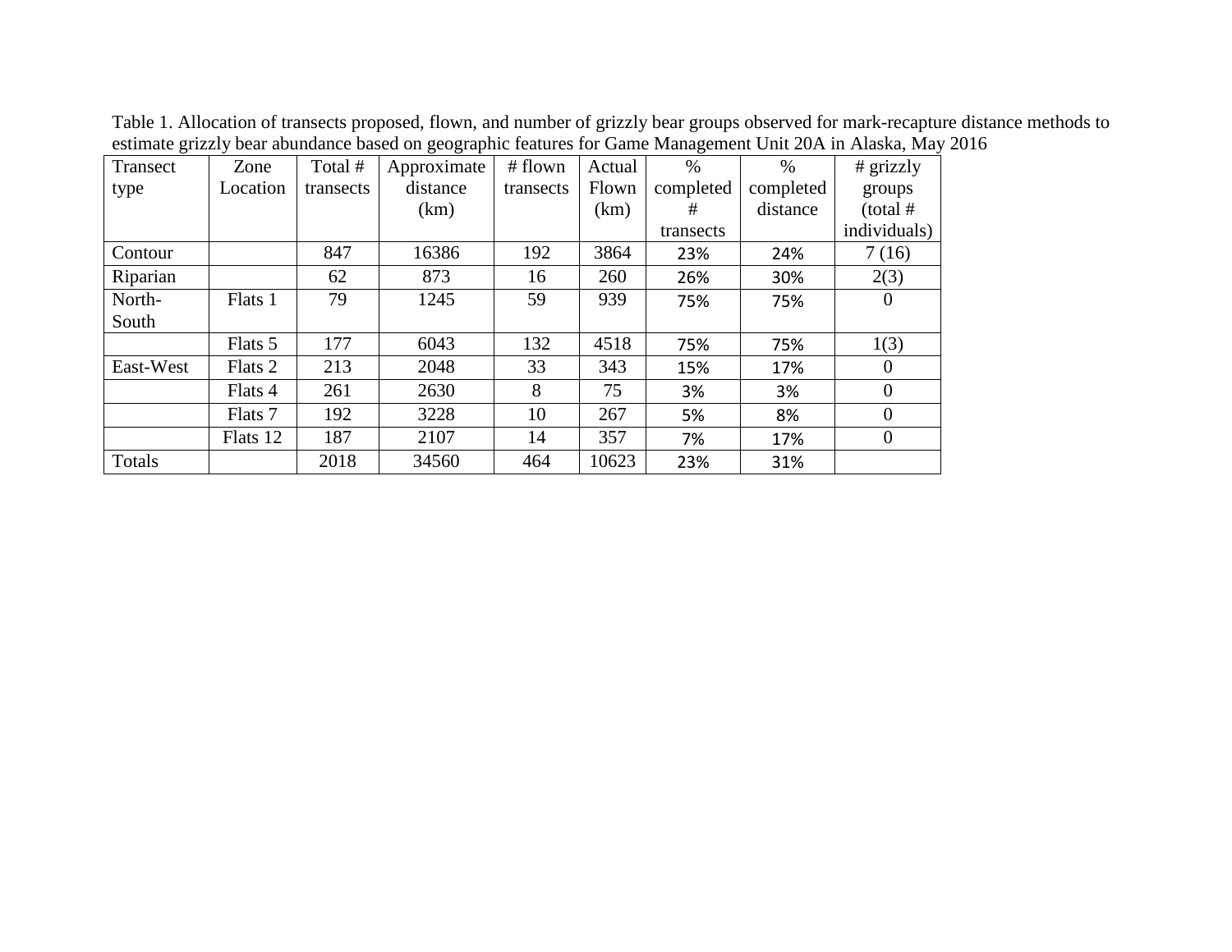Table 1. Allocation of transects proposed, flown, and number of grizzly bear groups observed for mark-recapture distance methods to estimate grizzly bear abundance based on geographic features for Game Management Unit 20A in Alaska, May 2016

| Transect type | Zone Location | Total # transects | Approximate distance (km) | # flown transects | Actual Flown (km) | % completed # transects | % completed distance | # grizzly groups (total # individuals) |
|---|---|---|---|---|---|---|---|---|
| Contour | | 847 | 16386 | 192 | 3864 | 23% | 24% | 7 (16) |
| Riparian | | 62 | 873 | 16 | 260 | 26% | 30% | 2(3) |
| North-South | Flats 1 | 79 | 1245 | 59 | 939 | 75% | 75% | 0 |
| | Flats 5 | 177 | 6043 | 132 | 4518 | 75% | 75% | 1(3) |
| East-West | Flats 2 | 213 | 2048 | 33 | 343 | 15% | 17% | 0 |
| | Flats 4 | 261 | 2630 | 8 | 75 | 3% | 3% | 0 |
| | Flats 7 | 192 | 3228 | 10 | 267 | 5% | 8% | 0 |
| | Flats 12 | 187 | 2107 | 14 | 357 | 7% | 17% | 0 |
| Totals | | 2018 | 34560 | 464 | 10623 | 23% | 31% | |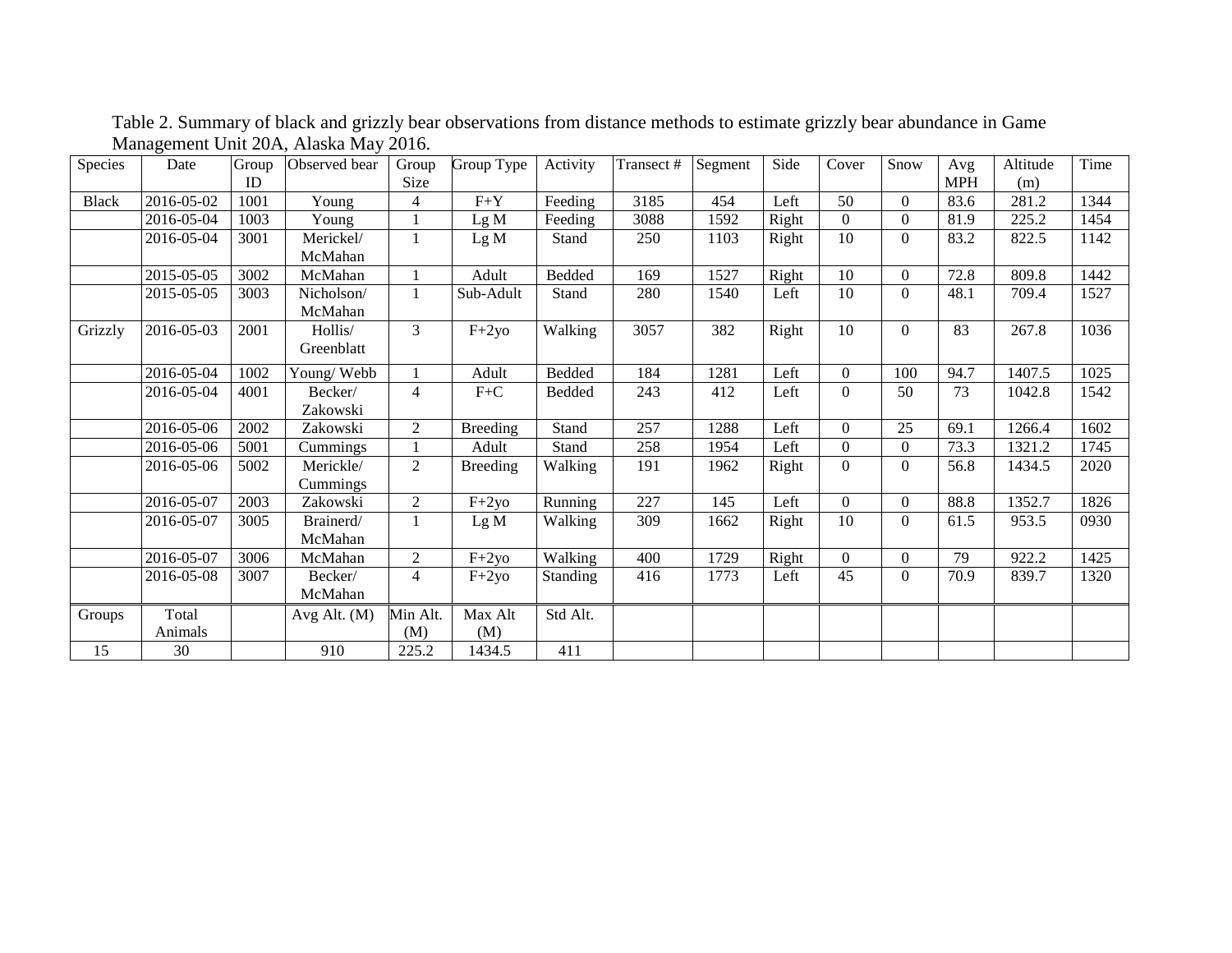Table 2. Summary of black and grizzly bear observations from distance methods to estimate grizzly bear abundance in Game Management Unit 20A, Alaska May 2016.

| Species | Date | Group ID | Observed bear | Group Size | Group Type | Activity | Transect # | Segment | Side | Cover | Snow | Avg MPH | Altitude (m) | Time |
|---|---|---|---|---|---|---|---|---|---|---|---|---|---|---|
| Black | 2016-05-02 | 1001 | Young | 4 | F+Y | Feeding | 3185 | 454 | Left | 50 | 0 | 83.6 | 281.2 | 1344 |
| | 2016-05-04 | 1003 | Young | 1 | Lg M | Feeding | 3088 | 1592 | Right | 0 | 0 | 81.9 | 225.2 | 1454 |
| | 2016-05-04 | 3001 | Merickel/ McMahan | 1 | Lg M | Stand | 250 | 1103 | Right | 10 | 0 | 83.2 | 822.5 | 1142 |
| | 2015-05-05 | 3002 | McMahan | 1 | Adult | Bedded | 169 | 1527 | Right | 10 | 0 | 72.8 | 809.8 | 1442 |
| | 2015-05-05 | 3003 | Nicholson/ McMahan | 1 | Sub-Adult | Stand | 280 | 1540 | Left | 10 | 0 | 48.1 | 709.4 | 1527 |
| Grizzly | 2016-05-03 | 2001 | Hollis/ Greenblatt | 3 | F+2yo | Walking | 3057 | 382 | Right | 10 | 0 | 83 | 267.8 | 1036 |
| | 2016-05-04 | 1002 | Young/ Webb | 1 | Adult | Bedded | 184 | 1281 | Left | 0 | 100 | 94.7 | 1407.5 | 1025 |
| | 2016-05-04 | 4001 | Becker/ Zakowski | 4 | F+C | Bedded | 243 | 412 | Left | 0 | 50 | 73 | 1042.8 | 1542 |
| | 2016-05-06 | 2002 | Zakowski | 2 | Breeding | Stand | 257 | 1288 | Left | 0 | 25 | 69.1 | 1266.4 | 1602 |
| | 2016-05-06 | 5001 | Cummings | 1 | Adult | Stand | 258 | 1954 | Left | 0 | 0 | 73.3 | 1321.2 | 1745 |
| | 2016-05-06 | 5002 | Merickle/ Cummings | 2 | Breeding | Walking | 191 | 1962 | Right | 0 | 0 | 56.8 | 1434.5 | 2020 |
| | 2016-05-07 | 2003 | Zakowski | 2 | F+2yo | Running | 227 | 145 | Left | 0 | 0 | 88.8 | 1352.7 | 1826 |
| | 2016-05-07 | 3005 | Brainerd/ McMahan | 1 | Lg M | Walking | 309 | 1662 | Right | 10 | 0 | 61.5 | 953.5 | 0930 |
| | 2016-05-07 | 3006 | McMahan | 2 | F+2yo | Walking | 400 | 1729 | Right | 0 | 0 | 79 | 922.2 | 1425 |
| | 2016-05-08 | 3007 | Becker/ McMahan | 4 | F+2yo | Standing | 416 | 1773 | Left | 45 | 0 | 70.9 | 839.7 | 1320 |
| Groups | Total Animals | | Avg Alt. (M) | Min Alt. (M) | Max Alt (M) | Std Alt. | | | | | | | | |
| 15 | 30 | | 910 | 225.2 | 1434.5 | 411 | | | | | | | | |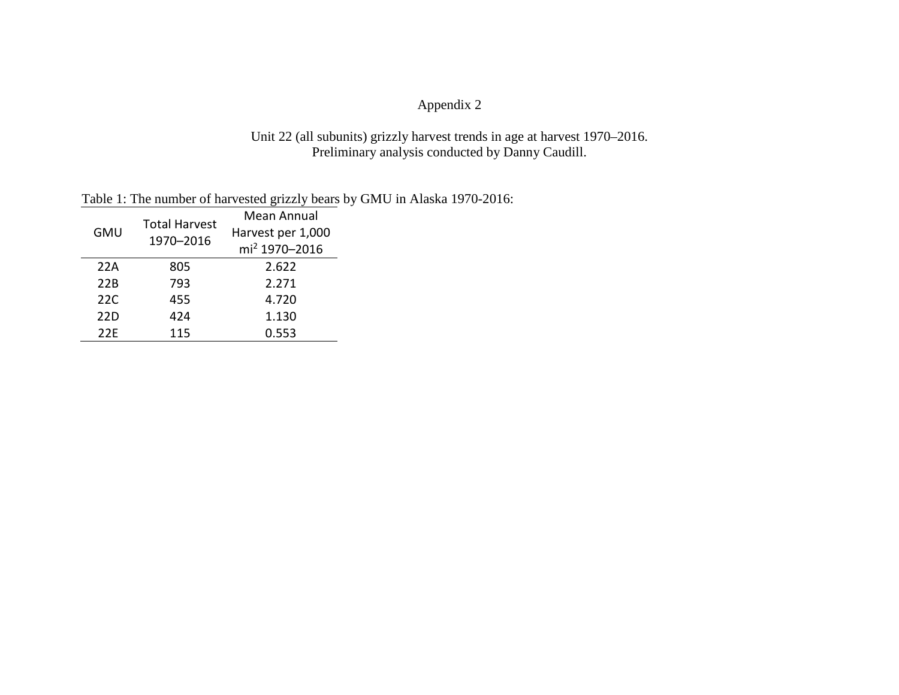Appendix 2

Unit 22 (all subunits) grizzly harvest trends in age at harvest 1970–2016.
Preliminary analysis conducted by Danny Caudill.

Table 1: The number of harvested grizzly bears by GMU in Alaska 1970-2016:

| GMU | Total Harvest 1970–2016 | Mean Annual Harvest per 1,000 $mi^2$ 1970–2016 |
|---|---|---|
| 22A | 805 | 2.622 |
| 22B | 793 | 2.271 |
| 22C | 455 | 4.720 |
| 22D | 424 | 1.130 |
| 22E | 115 | 0.553 |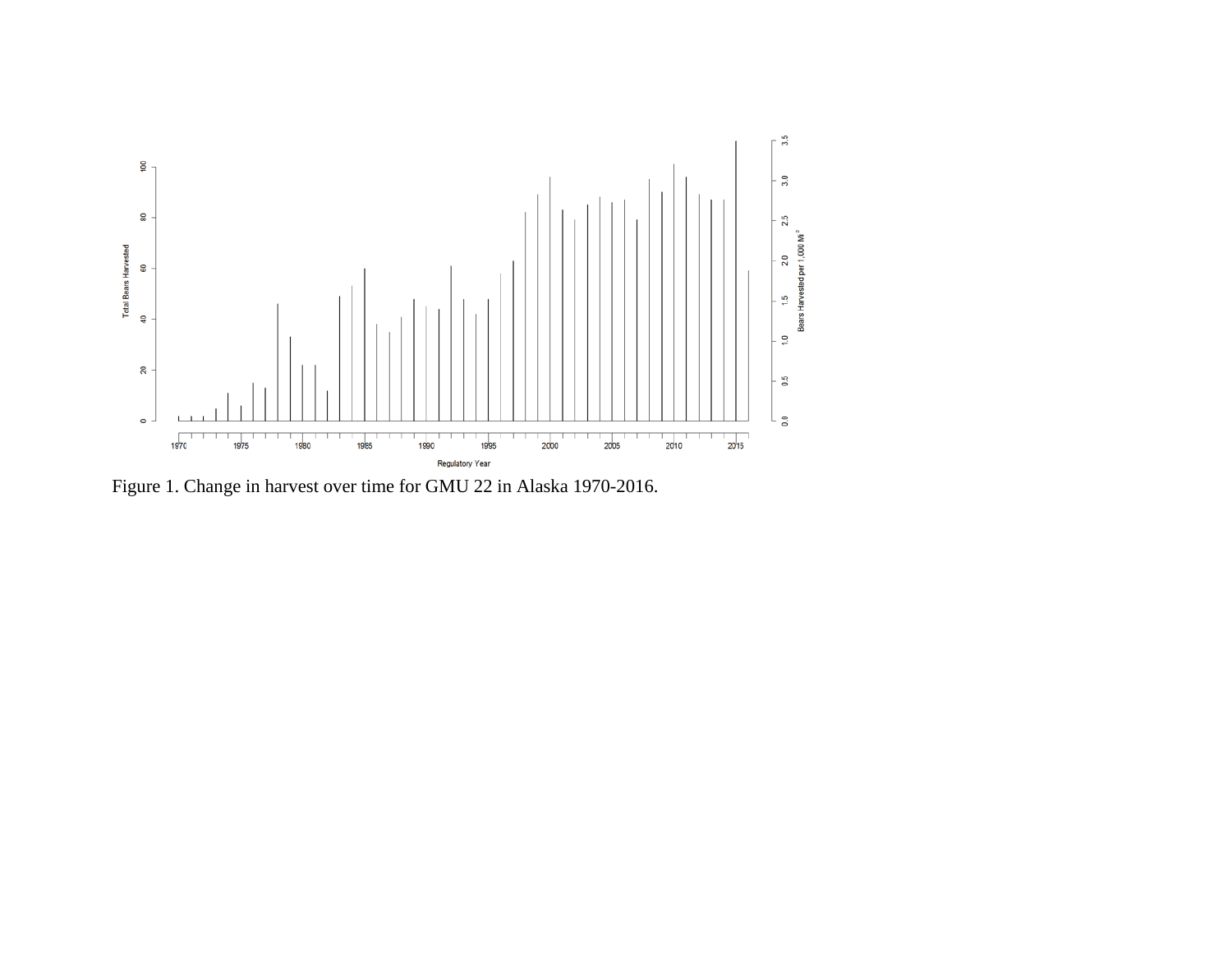Figure 1. Change in harvest over time for GMU 22 in Alaska 1970-2016.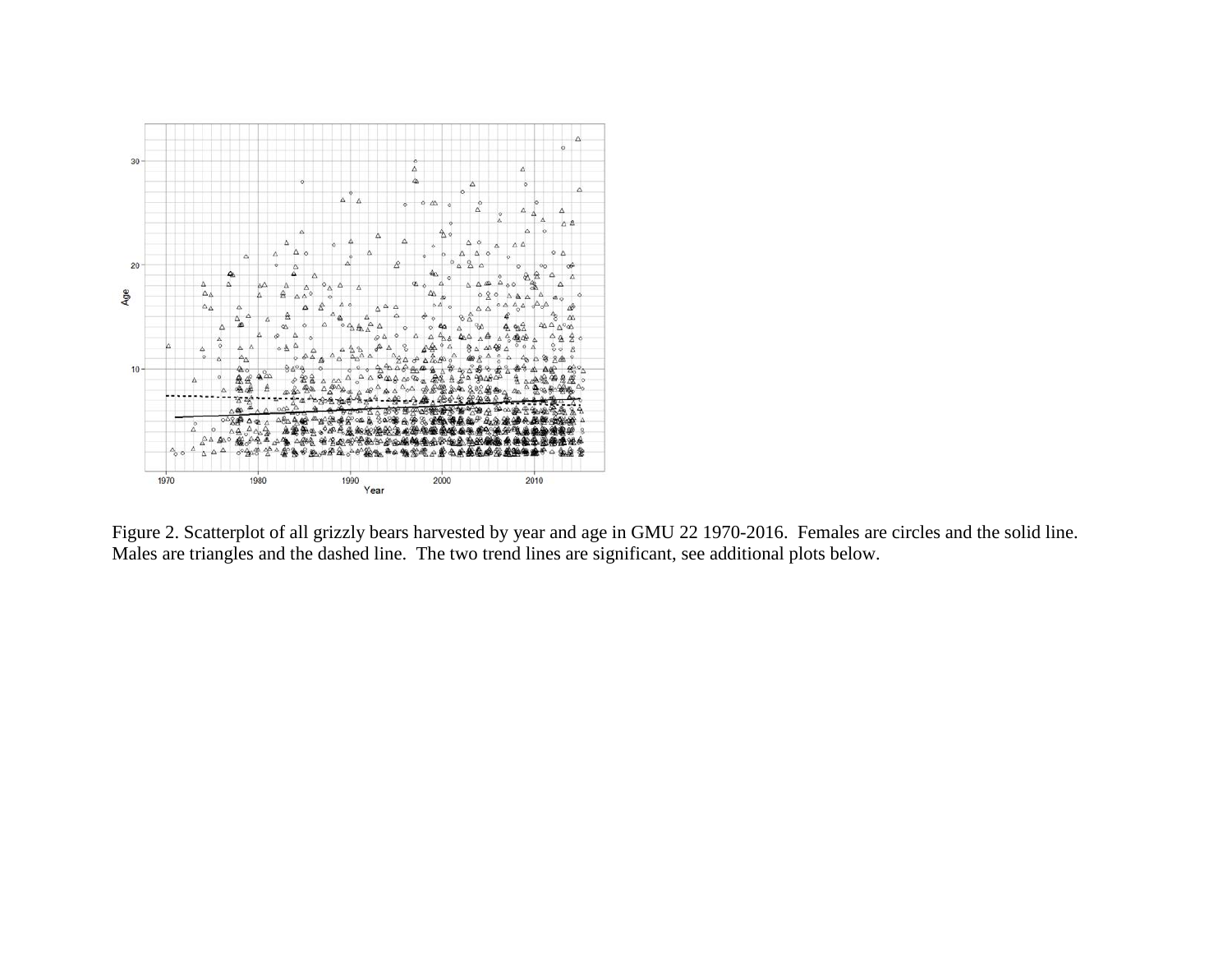Figure 2. Scatterplot of all grizzly bears harvested by year and age in GMU 22 1970-2016. Females are circles and the solid line. Males are triangles and the dashed line. The two trend lines are significant, see additional plots below.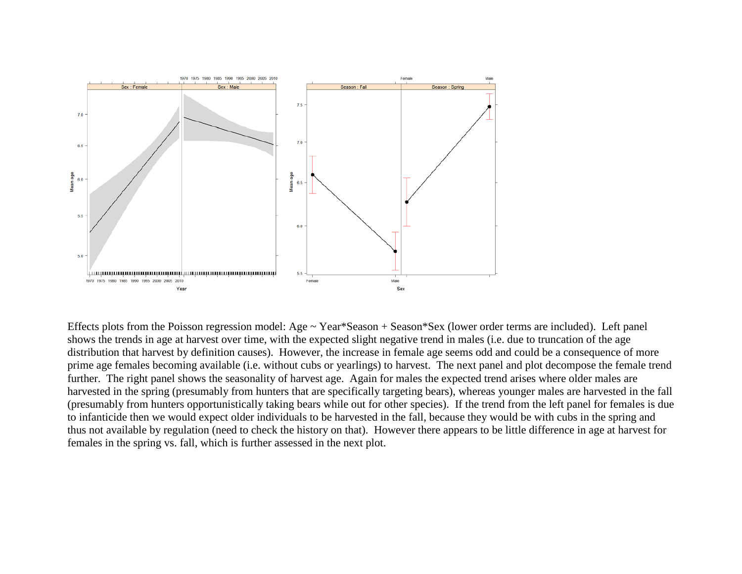Effects plots from the Poisson regression model: Age ~ Year*Season + Season*Sex (lower order terms are included). Left panel shows the trends in age at harvest over time, with the expected slight negative trend in males (i.e. due to truncation of the age distribution that harvest by definition causes). However, the increase in female age seems odd and could be a consequence of more prime age females becoming available (i.e. without cubs or yearlings) to harvest. The next panel and plot decompose the female trend further. The right panel shows the seasonality of harvest age. Again for males the expected trend arises where older males are harvested in the spring (presumably from hunters that are specifically targeting bears), whereas younger males are harvested in the fall (presumably from hunters opportunistically taking bears while out for other species). If the trend from the left panel for females is due to infanticide then we would expect older individuals to be harvested in the fall, because they would be with cubs in the spring and thus not available by regulation (need to check the history on that). However there appears to be little difference in age at harvest for females in the spring vs. fall, which is further assessed in the next plot.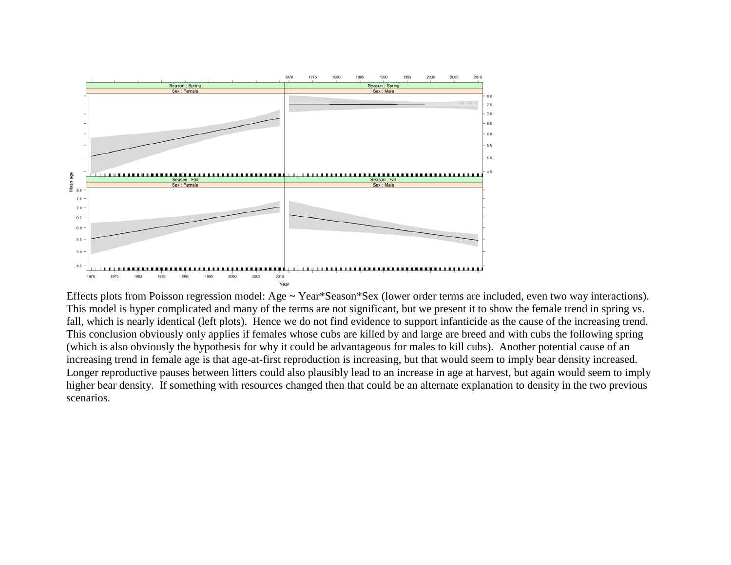Season : Spring
Sex : Female

Season : Spring
Sex : Male

Season : Fall
Sex : Female

Season : Fall
Sex : Male

Mean age

8.0
7.5
7.0
6.5
6.0
5.5
5.0
4.5

1970 1975 1980 1985 1990 1995 2000 2005 2010

Year

Effects plots from Poisson regression model: Age ~ Year*Season*Sex (lower order terms are included, even two way interactions). This model is hyper complicated and many of the terms are not significant, but we present it to show the female trend in spring vs. fall, which is nearly identical (left plots). Hence we do not find evidence to support infanticide as the cause of the increasing trend. This conclusion obviously only applies if females whose cubs are killed by and large are breed and with cubs the following spring (which is also obviously the hypothesis for why it could be advantageous for males to kill cubs). Another potential cause of an increasing trend in female age is that age-at-first reproduction is increasing, but that would seem to imply bear density increased. Longer reproductive pauses between litters could also plausibly lead to an increase in age at harvest, but again would seem to imply higher bear density. If something with resources changed then that could be an alternate explanation to density in the two previous scenarios.